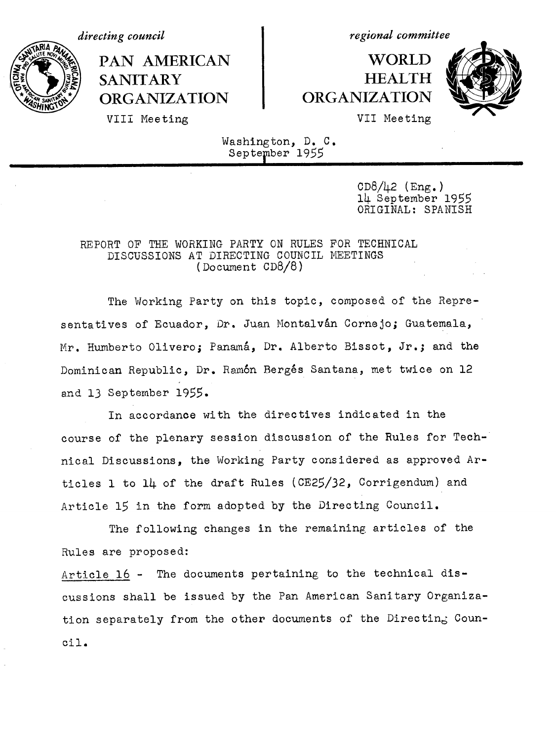*directing council*

PAN AMERICAN SANITARY ORGANIZATION

VIII Meeting

*regional committee*

WORLD HEALTH ORGANIZATION

VII Meeting

Washington, D. C.
September 1955

CD8/42 (Eng.)
14 September 1955
ORIGINAL: SPANISH

## REPORT OF THE WORKING PARTY ON RULES FOR TECHNICAL DISCUSSIONS AT DIRECTING COUNCIL MEETINGS (Document CD8/8)

The Working Party on this topic, composed of the Representatives of Ecuador, Dr. Juan Montalván Cornejo; Guatemala, Mr. Humberto Olivero; Panamá, Dr. Alberto Bissot, Jr.; and the Dominican Republic, Dr. Ramón Bergés Santana, met twice on 12 and 13 September 1955.

In accordance with the directives indicated in the course of the plenary session discussion of the Rules for Technical Discussions, the Working Party considered as approved Articles 1 to 14 of the draft Rules (CE25/32, Corrigendum) and Article 15 in the form adopted by the Directing Council.

The following changes in the remaining articles of the Rules are proposed:

Article 16 - The documents pertaining to the technical discussions shall be issued by the Pan American Sanitary Organization separately from the other documents of the Directing Council.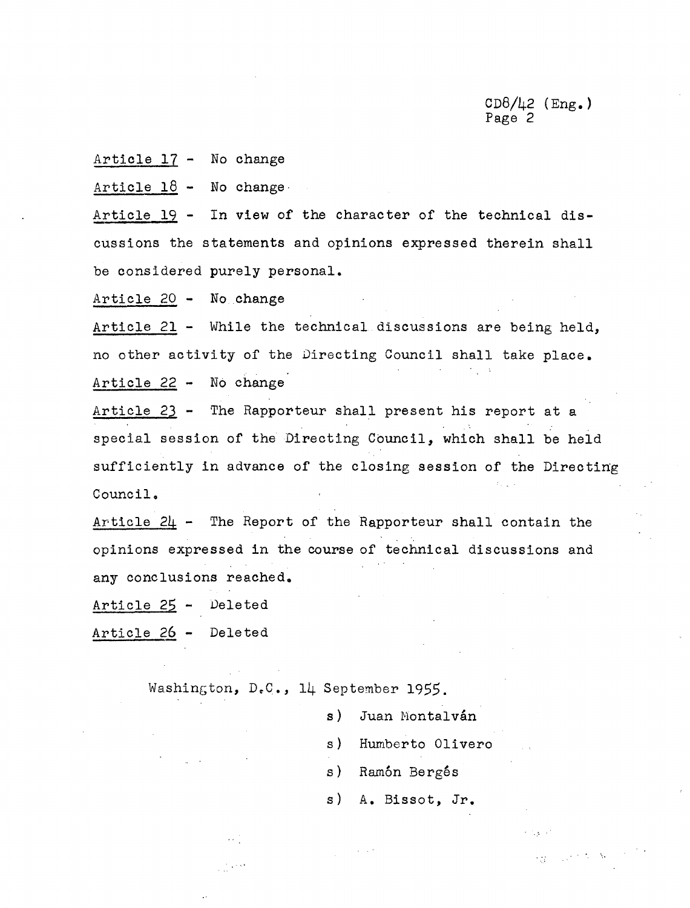Article 17 - No change

Article 18 - No change

Article 19 - In view of the character of the technical discussions the statements and opinions expressed therein shall be considered purely personal.

Article 20 - No change

Article 21 - While the technical discussions are being held, no other activity of the Directing Council shall take place.

Article 22 - No change

Article 23 - The Rapporteur shall present his report at a special session of the Directing Council, which shall be held sufficiently in advance of the closing session of the Directing Council.

Article 24 - The Report of the Rapporteur shall contain the opinions expressed in the course of technical discussions and any conclusions reached.

Article 25 - Deleted

Article 26 - Deleted

Washington, D.C., 14 September 1955.

s) Juan Montalván

s) Humberto Olivero

s) Ramón Bergés

s) A. Bissot, Jr.